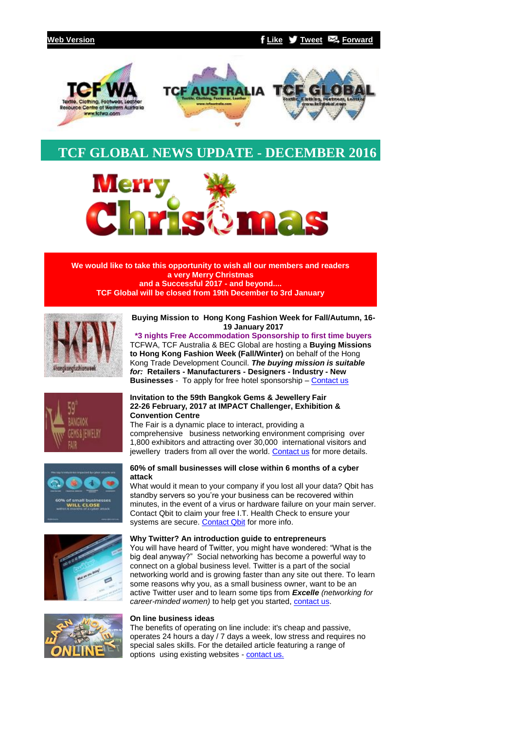Web Version    Like  Tweet  Forward

# TCF GLOBAL NEWS UPDATE - DECEMBER 2016

Merry Christmas

**We would like to take this opportunity to wish all our members and readers a very Merry Christmas and a Successful 2017 - and beyond....**
**TCF Global will be closed from 19th December to 3rd January**

**Buying Mission to Hong Kong Fashion Week for Fall/Autumn, 16-19 January 2017**

**\*3 nights Free Accommodation Sponsorship to first time buyers**

TCFWA, TCF Australia & BEC Global are hosting a **Buying Missions to Hong Kong Fashion Week (Fall/Winter)** on behalf of the Hong Kong Trade Development Council. ***The buying mission is suitable for:*** **Retailers - Manufacturers - Designers - Industry - New Businesses** - To apply for free hotel sponsorship – Contact us

**Invitation to the 59th Bangkok Gems & Jewellery Fair**
**22-26 February, 2017 at IMPACT Challenger, Exhibition & Convention Centre**

The Fair is a dynamic place to interact, providing a comprehensive business networking environment comprising over 1,800 exhibitors and attracting over 30,000 international visitors and jewellery traders from all over the world. Contact us for more details.

**60% of small businesses will close within 6 months of a cyber attack**

What would it mean to your company if you lost all your data? Qbit has standby servers so you're your business can be recovered within minutes, in the event of a virus or hardware failure on your main server. Contact Qbit to claim your free I.T. Health Check to ensure your systems are secure. Contact Qbit for more info.

**Why Twitter? An introduction guide to entrepreneurs**

You will have heard of Twitter, you might have wondered: "What is the big deal anyway?" Social networking has become a powerful way to connect on a global business level. Twitter is a part of the social networking world and is growing faster than any site out there. To learn some reasons why you, as a small business owner, want to be an active Twitter user and to learn some tips from ***Excelle*** *(networking for career-minded women)* to help get you started, contact us.

**On line business ideas**

The benefits of operating on line include: it's cheap and passive, operates 24 hours a day / 7 days a week, low stress and requires no special sales skills. For the detailed article featuring a range of options using existing websites - contact us.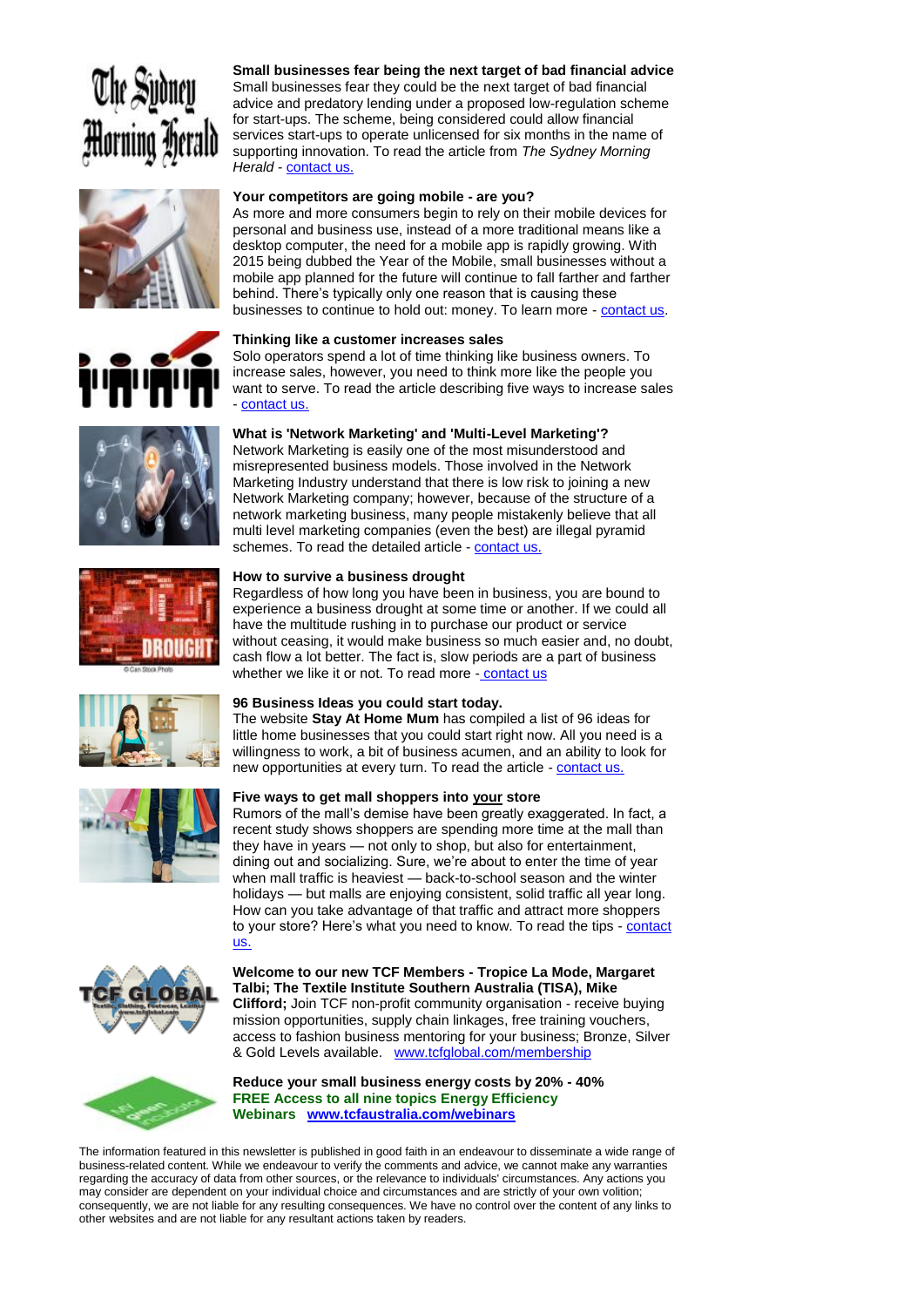**Small businesses fear being the next target of bad financial advice**
Small businesses fear they could be the next target of bad financial advice and predatory lending under a proposed low-regulation scheme for start-ups. The scheme, being considered could allow financial services start-ups to operate unlicensed for six months in the name of supporting innovation. To read the article from *The Sydney Morning Herald* - contact us.

**Your competitors are going mobile - are you?**
As more and more consumers begin to rely on their mobile devices for personal and business use, instead of a more traditional means like a desktop computer, the need for a mobile app is rapidly growing. With 2015 being dubbed the Year of the Mobile, small businesses without a mobile app planned for the future will continue to fall farther and farther behind. There's typically only one reason that is causing these businesses to continue to hold out: money. To learn more - contact us.

**Thinking like a customer increases sales**
Solo operators spend a lot of time thinking like business owners. To increase sales, however, you need to think more like the people you want to serve. To read the article describing five ways to increase sales - contact us.

**What is 'Network Marketing' and 'Multi-Level Marketing'?**
Network Marketing is easily one of the most misunderstood and misrepresented business models. Those involved in the Network Marketing Industry understand that there is low risk to joining a new Network Marketing company; however, because of the structure of a network marketing business, many people mistakenly believe that all multi level marketing companies (even the best) are illegal pyramid schemes. To read the detailed article - contact us.

**How to survive a business drought**
Regardless of how long you have been in business, you are bound to experience a business drought at some time or another. If we could all have the multitude rushing in to purchase our product or service without ceasing, it would make business so much easier and, no doubt, cash flow a lot better. The fact is, slow periods are a part of business whether we like it or not. To read more - contact us

**96 Business Ideas you could start today.**
The website **Stay At Home Mum** has compiled a list of 96 ideas for little home businesses that you could start right now. All you need is a willingness to work, a bit of business acumen, and an ability to look for new opportunities at every turn. To read the article - contact us.

**Five ways to get mall shoppers into your store**
Rumors of the mall's demise have been greatly exaggerated. In fact, a recent study shows shoppers are spending more time at the mall than they have in years — not only to shop, but also for entertainment, dining out and socializing. Sure, we're about to enter the time of year when mall traffic is heaviest — back-to-school season and the winter holidays — but malls are enjoying consistent, solid traffic all year long. How can you take advantage of that traffic and attract more shoppers to your store? Here's what you need to know. To read the tips - contact us.

**Welcome to our new TCF Members - Tropice La Mode, Margaret Talbi; The Textile Institute Southern Australia (TISA), Mike Clifford;** Join TCF non-profit community organisation - receive buying mission opportunities, supply chain linkages, free training vouchers, access to fashion business mentoring for your business; Bronze, Silver & Gold Levels available. www.tcfglobal.com/membership

**Reduce your small business energy costs by 20% - 40%**
**FREE Access to all nine topics Energy Efficiency Webinars www.tcfaustralia.com/webinars**

The information featured in this newsletter is published in good faith in an endeavour to disseminate a wide range of business-related content. While we endeavour to verify the comments and advice, we cannot make any warranties regarding the accuracy of data from other sources, or the relevance to individuals' circumstances. Any actions you may consider are dependent on your individual choice and circumstances and are strictly of your own volition; consequently, we are not liable for any resulting consequences. We have no control over the content of any links to other websites and are not liable for any resultant actions taken by readers.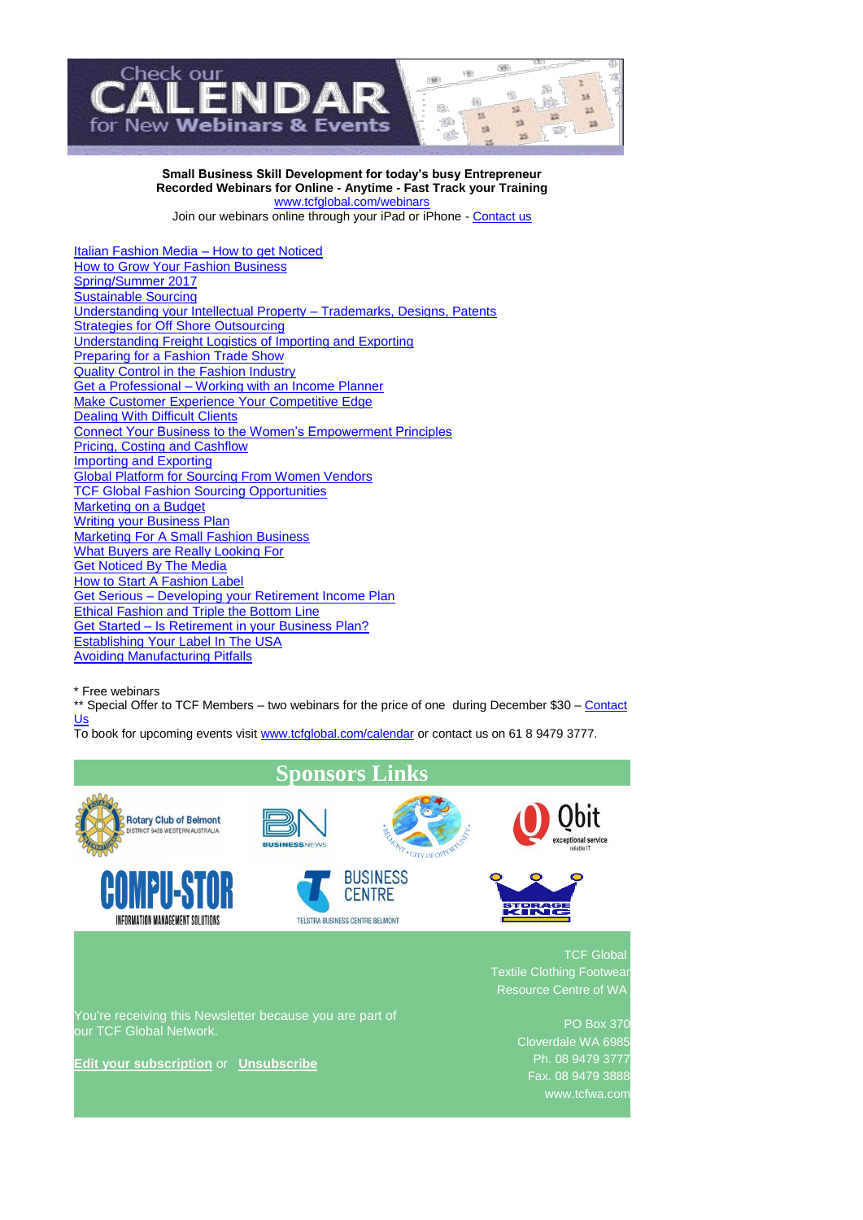Check our CALENDAR for New Webinars & Events

**Small Business Skill Development for today's busy Entrepreneur**
**Recorded Webinars for Online - Anytime - Fast Track your Training**
www.tcfglobal.com/webinars
Join our webinars online through your iPad or iPhone - Contact us

- Italian Fashion Media – How to get Noticed
- How to Grow Your Fashion Business
- Spring/Summer 2017
- Sustainable Sourcing
- Understanding your Intellectual Property – Trademarks, Designs, Patents
- Strategies for Off Shore Outsourcing
- Understanding Freight Logistics of Importing and Exporting
- Preparing for a Fashion Trade Show
- Quality Control in the Fashion Industry
- Get a Professional – Working with an Income Planner
- Make Customer Experience Your Competitive Edge
- Dealing With Difficult Clients
- Connect Your Business to the Women's Empowerment Principles
- Pricing, Costing and Cashflow
- Importing and Exporting
- Global Platform for Sourcing From Women Vendors
- TCF Global Fashion Sourcing Opportunities
- Marketing on a Budget
- Writing your Business Plan
- Marketing For A Small Fashion Business
- What Buyers are Really Looking For
- Get Noticed By The Media
- How to Start A Fashion Label
- Get Serious – Developing your Retirement Income Plan
- Ethical Fashion and Triple the Bottom Line
- Get Started – Is Retirement in your Business Plan?
- Establishing Your Label In The USA
- Avoiding Manufacturing Pitfalls

* Free webinars
** Special Offer to TCF Members – two webinars for the price of one during December $30 – Contact Us
To book for upcoming events visit www.tcfglobal.com/calendar or contact us on 61 8 9479 3777.

## Sponsors Links

Rotary Club of Belmont District 9455 Western Australia
BusinessNews
Belmont • City of Opportunity
Qbit exceptional service reliable IT
COMPU-STOR Information Management Solutions
Business Centre – Telstra Business Centre Belmont
Storage King

You're receiving this Newsletter because you are part of our TCF Global Network.

**Edit your subscription** or **Unsubscribe**

TCF Global
Textile Clothing Footwear
Resource Centre of WA

PO Box 370
Cloverdale WA 6985
Ph. 08 9479 3777
Fax. 08 9479 3888
www.tcfwa.com